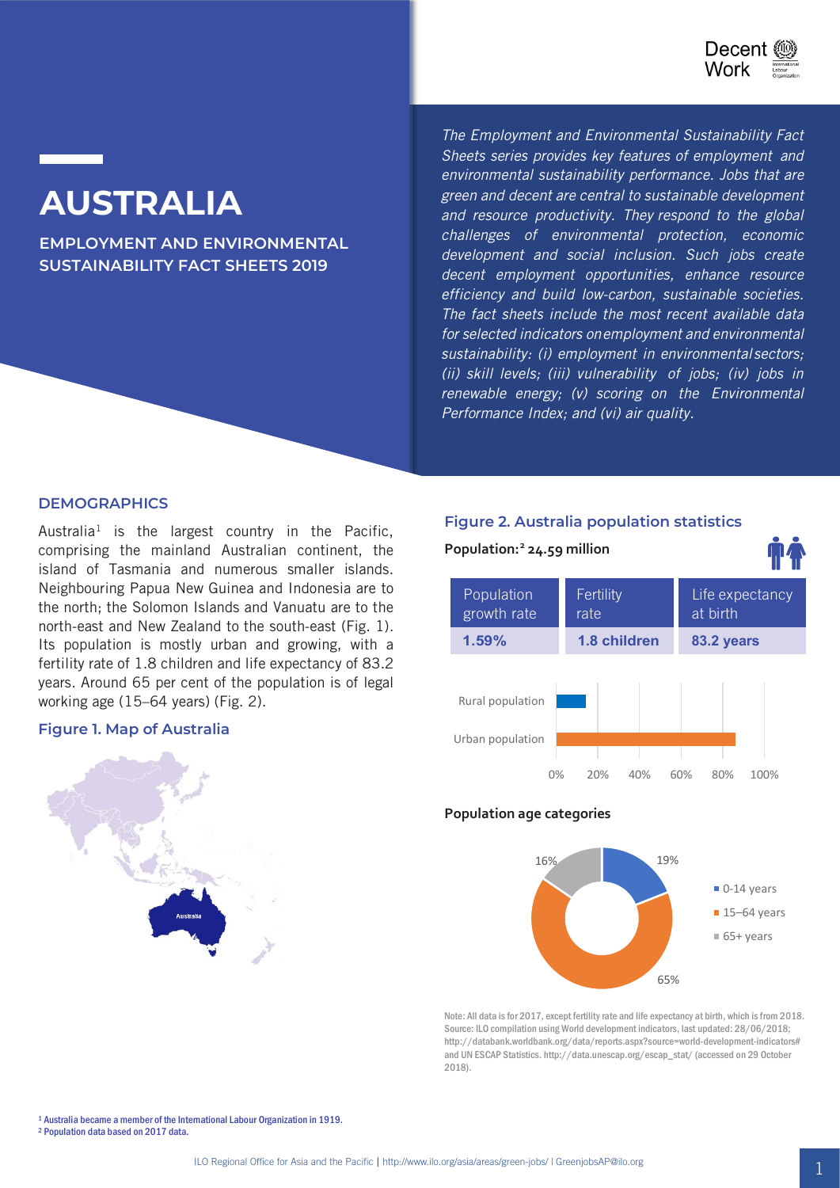# AUSTRALIA

## EMPLOYMENT AND ENVIRONMENTAL SUSTAINABILITY FACT SHEETS 2019

*The Employment and Environmental Sustainability Fact Sheets series provides key features of employment and environmental sustainability performance. Jobs that are green and decent are central to sustainable development and resource productivity. They respond to the global challenges of environmental protection, economic development and social inclusion. Such jobs create decent employment opportunities, enhance resource efficiency and build low-carbon, sustainable societies. The fact sheets include the most recent available data for selected indicators on employment and environmental sustainability: (i) employment in environmental sectors; (ii) skill levels; (iii) vulnerability of jobs; (iv) jobs in renewable energy; (v) scoring on the Environmental Performance Index; and (vi) air quality.*

### DEMOGRAPHICS

Australia[1] is the largest country in the Pacific, comprising the mainland Australian continent, the island of Tasmania and numerous smaller islands. Neighbouring Papua New Guinea and Indonesia are to the north; the Solomon Islands and Vanuatu are to the north-east and New Zealand to the south-east (Fig. 1). Its population is mostly urban and growing, with a fertility rate of 1.8 children and life expectancy of 83.2 years. Around 65 per cent of the population is of legal working age (15–64 years) (Fig. 2).

#### Figure 1. Map of Australia

#### Figure 2. Australia population statistics

**Population:[2] 24.59 million**

| Population growth rate | Fertility rate | Life expectancy at birth |
|---|---|---|
| 1.59% | 1.8 children | 83.2 years |

**Population age categories**

| Age category | Share |
|---|---|
| 0-14 years | 19% |
| 15–64 years | 65% |
| 65+ years | 16% |

Note: All data is for 2017, except fertility rate and life expectancy at birth, which is from 2018. Source: ILO compilation using World development indicators, last updated: 28/06/2018; http://databank.worldbank.org/data/reports.aspx?source=world-development-indicators# and UN ESCAP Statistics. http://data.unescap.org/escap_stat/ (accessed on 29 October 2018).

[1] Australia became a member of the International Labour Organization in 1919.
[2] Population data based on 2017 data.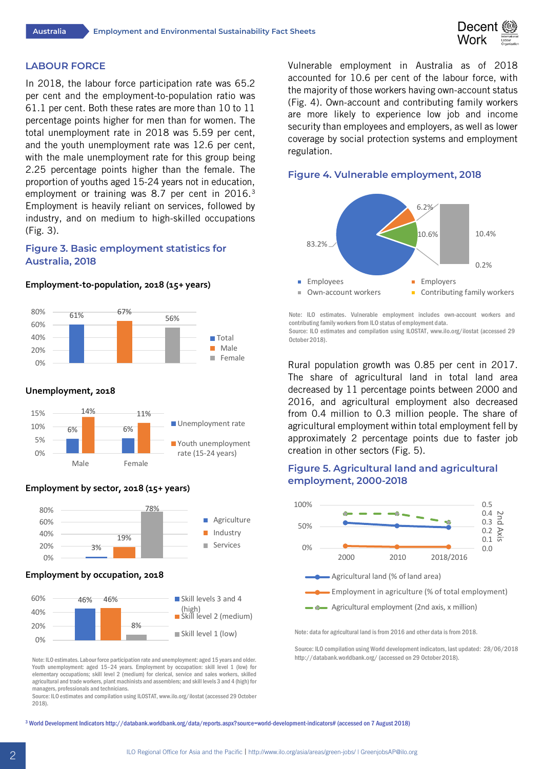## LABOUR FORCE

In 2018, the labour force participation rate was 65.2 per cent and the employment-to-population ratio was 61.1 per cent. Both these rates are more than 10 to 11 percentage points higher for men than for women. The total unemployment rate in 2018 was 5.59 per cent, and the youth unemployment rate was 12.6 per cent, with the male unemployment rate for this group being 2.25 percentage points higher than the female. The proportion of youths aged 15-24 years not in education, employment or training was 8.7 per cent in 2016.[3] Employment is heavily reliant on services, followed by industry, and on medium to high-skilled occupations (Fig. 3).

### Figure 3. Basic employment statistics for Australia, 2018

**Employment-to-population, 2018 (15+ years)**

| | Total | Male | Female |
|---|---|---|---|
| Employment-to-population | 61% | 67% | 56% |

**Unemployment, 2018**

| | Unemployment rate | Youth unemployment rate (15-24 years) |
|---|---|---|
| Male | 6% | 14% |
| Female | 6% | 11% |

**Employment by sector, 2018 (15+ years)**

| Agriculture | Industry | Services |
|---|---|---|
| 3% | 19% | 78% |

**Employment by occupation, 2018**

| Skill levels 3 and 4 (high) | Skill level 2 (medium) | Skill level 1 (low) |
|---|---|---|
| 46% | 46% | 8% |

Note: ILO estimates. Labour force participation rate and unemployment: aged 15 years and older. Youth unemployment: aged 15–24 years. Employment by occupation: skill level 1 (low) for elementary occupations; skill level 2 (medium) for clerical, service and sales workers, skilled agricultural and trade workers, plant machinists and assemblers; and skill levels 3 and 4 (high) for managers, professionals and technicians.
Source: ILO estimates and compilation using ILOSTAT, www.ilo.org/ilostat (accessed 29 October 2018).

Vulnerable employment in Australia as of 2018 accounted for 10.6 per cent of the labour force, with the majority of those workers having own-account status (Fig. 4). Own-account and contributing family workers are more likely to experience low job and income security than employees and employers, as well as lower coverage by social protection systems and employment regulation.

### Figure 4. Vulnerable employment, 2018

| Category | Share |
|---|---|
| Employees | 83.2% |
| Employers | 6.2% |
| Vulnerable employment | 10.6% |
| – Own-account workers | 10.4% |
| – Contributing family workers | 0.2% |

Note: ILO estimates. Vulnerable employment includes own-account workers and contributing family workers from ILO status of employment data.
Source: ILO estimates and compilation using ILOSTAT, www.ilo.org/ilostat (accessed 29 October 2018).

Rural population growth was 0.85 per cent in 2017. The share of agricultural land in total land area decreased by 11 percentage points between 2000 and 2016, and agricultural employment also decreased from 0.4 million to 0.3 million people. The share of agricultural employment within total employment fell by approximately 2 percentage points due to faster job creation in other sectors (Fig. 5).

### Figure 5. Agricultural land and agricultural employment, 2000-2018

Series: Agricultural land (% of land area); Employment in agriculture (% of total employment); Agricultural employment (2nd axis, x million). Time points: 2000, 2010, 2018/2016.

Note: data for agricultural land is from 2016 and other data is from 2018.

Source: ILO compilation using World development indicators, last updated: 28/06/2018 http://databank.worldbank.org/ (accessed on 29 October 2018).

[3] World Development Indicators http://databank.worldbank.org/data/reports.aspx?source=world-development-indicators# (accessed on 7 August 2018)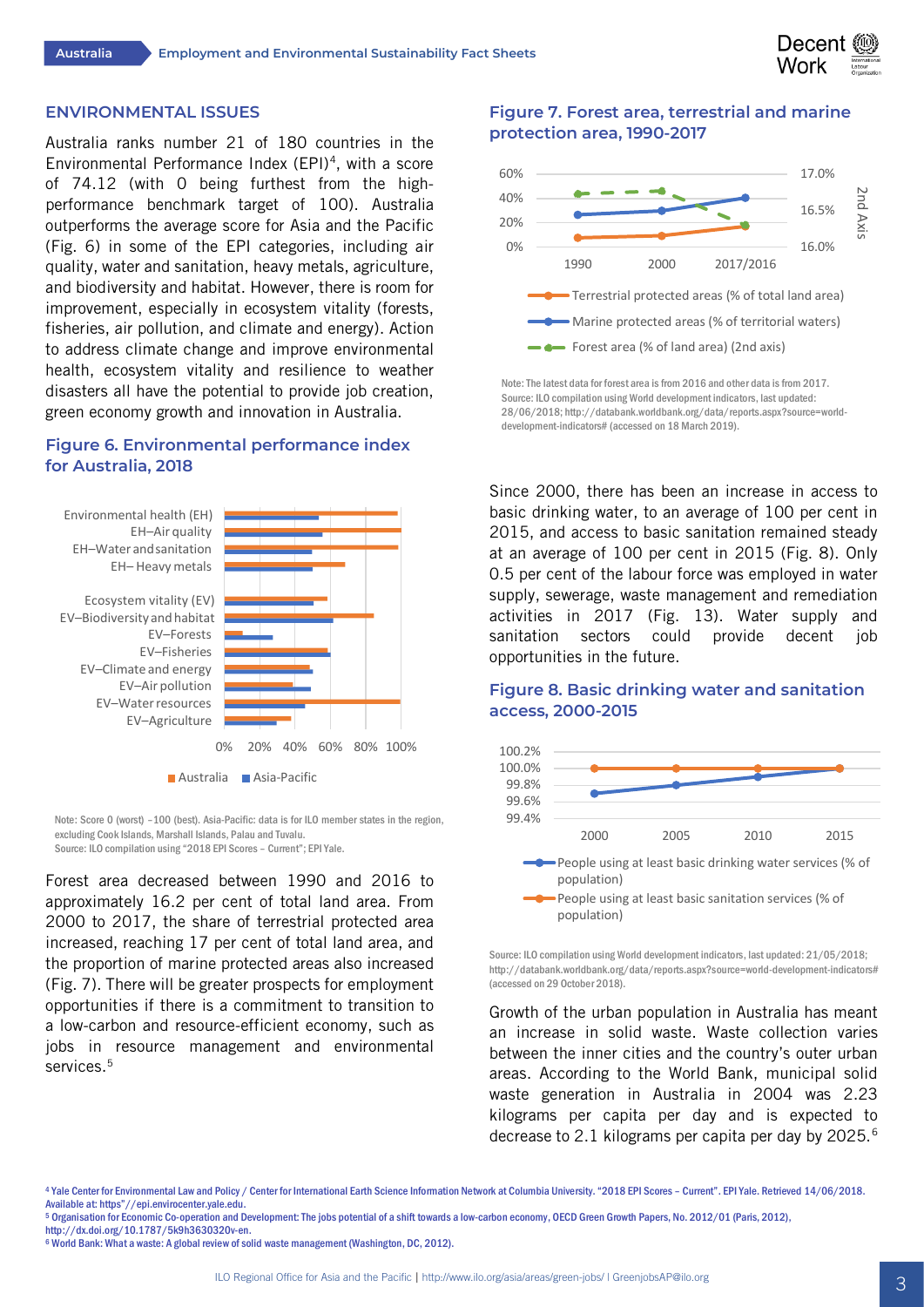## ENVIRONMENTAL ISSUES

Australia ranks number 21 of 180 countries in the Environmental Performance Index (EPI)[4], with a score of 74.12 (with 0 being furthest from the high-performance benchmark target of 100). Australia outperforms the average score for Asia and the Pacific (Fig. 6) in some of the EPI categories, including air quality, water and sanitation, heavy metals, agriculture, and biodiversity and habitat. However, there is room for improvement, especially in ecosystem vitality (forests, fisheries, air pollution, and climate and energy). Action to address climate change and improve environmental health, ecosystem vitality and resilience to weather disasters all have the potential to provide job creation, green economy growth and innovation in Australia.

### Figure 6. Environmental performance index for Australia, 2018

Note: Score 0 (worst) –100 (best). Asia-Pacific: data is for ILO member states in the region, excluding Cook Islands, Marshall Islands, Palau and Tuvalu.
Source: ILO compilation using "2018 EPI Scores – Current"; EPI Yale.

Forest area decreased between 1990 and 2016 to approximately 16.2 per cent of total land area. From 2000 to 2017, the share of terrestrial protected area increased, reaching 17 per cent of total land area, and the proportion of marine protected areas also increased (Fig. 7). There will be greater prospects for employment opportunities if there is a commitment to transition to a low-carbon and resource-efficient economy, such as jobs in resource management and environmental services.[5]

### Figure 7. Forest area, terrestrial and marine protection area, 1990-2017

Note: The latest data for forest area is from 2016 and other data is from 2017.
Source: ILO compilation using World development indicators, last updated: 28/06/2018; http://databank.worldbank.org/data/reports.aspx?source=world-development-indicators# (accessed on 18 March 2019).

Since 2000, there has been an increase in access to basic drinking water, to an average of 100 per cent in 2015, and access to basic sanitation remained steady at an average of 100 per cent in 2015 (Fig. 8). Only 0.5 per cent of the labour force was employed in water supply, sewerage, waste management and remediation activities in 2017 (Fig. 13). Water supply and sanitation sectors could provide decent job opportunities in the future.

### Figure 8. Basic drinking water and sanitation access, 2000-2015

Source: ILO compilation using World development indicators, last updated: 21/05/2018; http://databank.worldbank.org/data/reports.aspx?source=world-development-indicators# (accessed on 29 October 2018).

Growth of the urban population in Australia has meant an increase in solid waste. Waste collection varies between the inner cities and the country's outer urban areas. According to the World Bank, municipal solid waste generation in Australia in 2004 was 2.23 kilograms per capita per day and is expected to decrease to 2.1 kilograms per capita per day by 2025.[6]

---

[4] Yale Center for Environmental Law and Policy / Center for International Earth Science Information Network at Columbia University. "2018 EPI Scores – Current". EPI Yale. Retrieved 14/06/2018. Available at: https"//epi.envirocenter.yale.edu.

[5] Organisation for Economic Co-operation and Development: The jobs potential of a shift towards a low-carbon economy, OECD Green Growth Papers, No. 2012/01 (Paris, 2012), http://dx.doi.org/10.1787/5k9h3630320v-en.

[6] World Bank: What a waste: A global review of solid waste management (Washington, DC, 2012).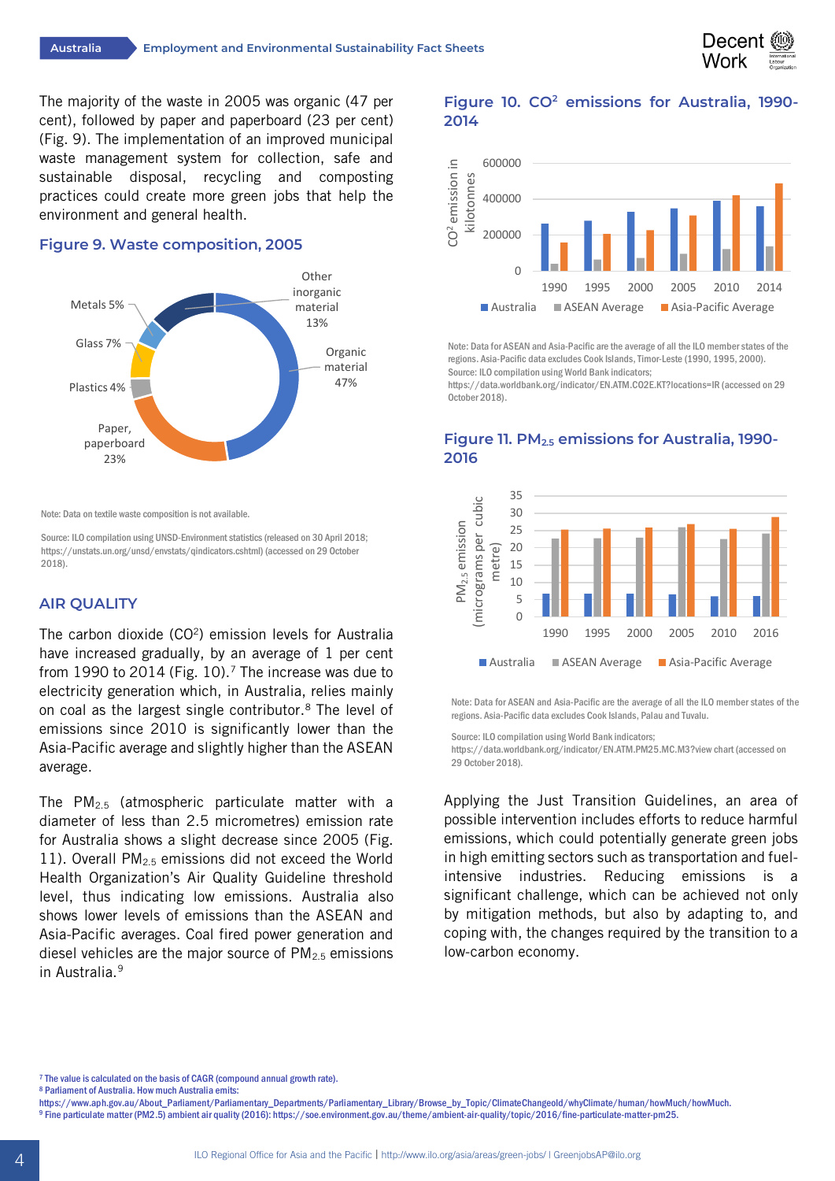The majority of the waste in 2005 was organic (47 per cent), followed by paper and paperboard (23 per cent) (Fig. 9). The implementation of an improved municipal waste management system for collection, safe and sustainable disposal, recycling and composting practices could create more green jobs that help the environment and general health.

### Figure 9. Waste composition, 2005

Metals 5%, Glass 7%, Plastics 4%, Paper, paperboard 23%, Organic material 47%, Other inorganic material 13%

Note: Data on textile waste composition is not available.

Source: ILO compilation using UNSD-Environment statistics (released on 30 April 2018; https://unstats.un.org/unsd/envstats/qindicators.cshtml) (accessed on 29 October 2018).

## AIR QUALITY

The carbon dioxide ($CO^2$) emission levels for Australia have increased gradually, by an average of 1 per cent from 1990 to 2014 (Fig. 10).[7] The increase was due to electricity generation which, in Australia, relies mainly on coal as the largest single contributor.[8] The level of emissions since 2010 is significantly lower than the Asia-Pacific average and slightly higher than the ASEAN average.

The $PM_{2.5}$ (atmospheric particulate matter with a diameter of less than 2.5 micrometres) emission rate for Australia shows a slight decrease since 2005 (Fig. 11). Overall $PM_{2.5}$ emissions did not exceed the World Health Organization's Air Quality Guideline threshold level, thus indicating low emissions. Australia also shows lower levels of emissions than the ASEAN and Asia-Pacific averages. Coal fired power generation and diesel vehicles are the major source of $PM_{2.5}$ emissions in Australia.[9]

### Figure 10. $CO^2$ emissions for Australia, 1990-2014

Note: Data for ASEAN and Asia-Pacific are the average of all the ILO member states of the regions. Asia-Pacific data excludes Cook Islands, Timor-Leste (1990, 1995, 2000).
Source: ILO compilation using World Bank indicators; https://data.worldbank.org/indicator/EN.ATM.CO2E.KT?locations=IR (accessed on 29 October 2018).

### Figure 11. $PM_{2.5}$ emissions for Australia, 1990-2016

Note: Data for ASEAN and Asia-Pacific are the average of all the ILO member states of the regions. Asia-Pacific data excludes Cook Islands, Palau and Tuvalu.

Source: ILO compilation using World Bank indicators; https://data.worldbank.org/indicator/EN.ATM.PM25.MC.M3?view chart (accessed on 29 October 2018).

Applying the Just Transition Guidelines, an area of possible intervention includes efforts to reduce harmful emissions, which could potentially generate green jobs in high emitting sectors such as transportation and fuel-intensive industries. Reducing emissions is a significant challenge, which can be achieved not only by mitigation methods, but also by adapting to, and coping with, the changes required by the transition to a low-carbon economy.

---

[7] The value is calculated on the basis of CAGR (compound annual growth rate).
[8] Parliament of Australia. How much Australia emits: https://www.aph.gov.au/About_Parliament/Parliamentary_Departments/Parliamentary_Library/Browse_by_Topic/ClimateChangeold/whyClimate/human/howMuch/howMuch.
[9] Fine particulate matter (PM2.5) ambient air quality (2016): https://soe.environment.gov.au/theme/ambient-air-quality/topic/2016/fine-particulate-matter-pm25.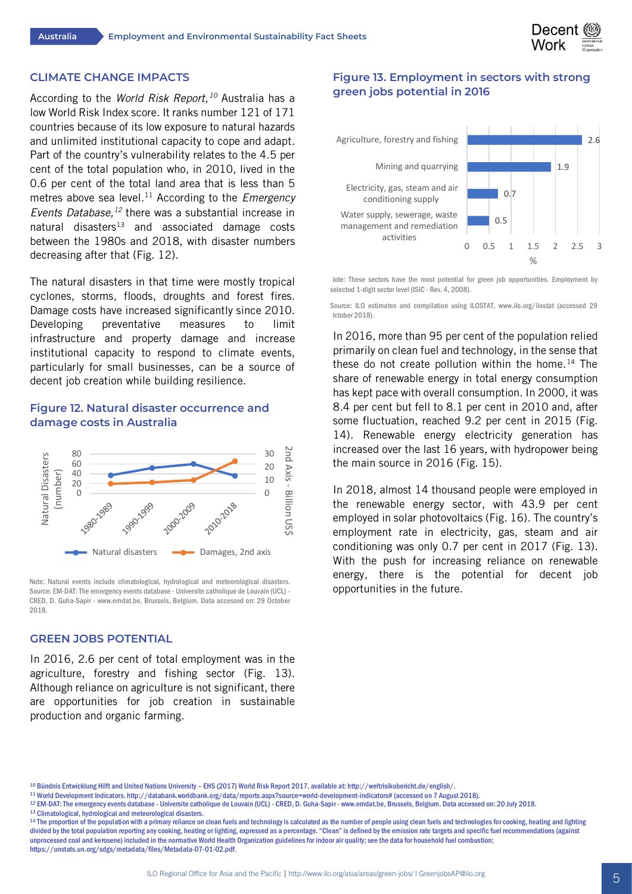## CLIMATE CHANGE IMPACTS

According to the *World Risk Report,*[10] Australia has a low World Risk Index score. It ranks number 121 of 171 countries because of its low exposure to natural hazards and unlimited institutional capacity to cope and adapt. Part of the country's vulnerability relates to the 4.5 per cent of the total population who, in 2010, lived in the 0.6 per cent of the total land area that is less than 5 metres above sea level.[11] According to the *Emergency Events Database,*[12] there was a substantial increase in natural disasters[13] and associated damage costs between the 1980s and 2018, with disaster numbers decreasing after that (Fig. 12).

The natural disasters in that time were mostly tropical cyclones, storms, floods, droughts and forest fires. Damage costs have increased significantly since 2010. Developing preventative measures to limit infrastructure and property damage and increase institutional capacity to respond to climate events, particularly for small businesses, can be a source of decent job creation while building resilience.

### Figure 12. Natural disaster occurrence and damage costs in Australia

Note: Natural events include climatological, hydrological and meteorological disasters.
Source: EM-DAT: The emergency events database - Universite catholique de Louvain (UCL) - CRED, D. Guha-Sapir - www.emdat.be, Brussels, Belgium. Data accessed on: 29 October 2018.

## GREEN JOBS POTENTIAL

In 2016, 2.6 per cent of total employment was in the agriculture, forestry and fishing sector (Fig. 13). Although reliance on agriculture is not significant, there are opportunities for job creation in sustainable production and organic farming.

### Figure 13. Employment in sectors with strong green jobs potential in 2016

| Sector | % |
|---|---|
| Agriculture, forestry and fishing | 2.6 |
| Mining and quarrying | 1.9 |
| Electricity, gas, steam and air conditioning supply | 0.7 |
| Water supply, sewerage, waste management and remediation activities | 0.5 |

Note: These sectors have the most potential for green job opportunities. Employment by selected 1-digit sector level (ISIC - Rev. 4, 2008).

Source: ILO estimates and compilation using ILOSTAT, www.ilo.org/ilostat (accessed 29 October 2018).

In 2016, more than 95 per cent of the population relied primarily on clean fuel and technology, in the sense that these do not create pollution within the home.[14] The share of renewable energy in total energy consumption has kept pace with overall consumption. In 2000, it was 8.4 per cent but fell to 8.1 per cent in 2010 and, after some fluctuation, reached 9.2 per cent in 2015 (Fig. 14). Renewable energy electricity generation has increased over the last 16 years, with hydropower being the main source in 2016 (Fig. 15).

In 2018, almost 14 thousand people were employed in the renewable energy sector, with 43.9 per cent employed in solar photovoltaics (Fig. 16). The country's employment rate in electricity, gas, steam and air conditioning was only 0.7 per cent in 2017 (Fig. 13). With the push for increasing reliance on renewable energy, there is the potential for decent job opportunities in the future.

---

[10] Bündnis Entwicklung Hilft and United Nations University – EHS (2017) World Risk Report 2017, available at: http://weltrisikobericht.de/english/.

[11] World Development Indicators. http://databank.worldbank.org/data/reports.aspx?source=world-development-indicators# (accessed on 7 August 2018).

[12] EM-DAT: The emergency events database - Universite catholique de Louvain (UCL) - CRED, D. Guha-Sapir - www.emdat.be, Brussels, Belgium. Data accessed on: 20 July 2018.

[13] Climatological, hydrological and meteorological disasters.

[14] The proportion of the population with a primary reliance on clean fuels and technology is calculated as the number of people using clean fuels and technologies for cooking, heating and lighting divided by the total population reporting any cooking, heating or lighting, expressed as a percentage. "Clean" is defined by the emission rate targets and specific fuel recommendations (against unprocessed coal and kerosene) included in the normative World Health Organization guidelines for indoor air quality; see the data for household fuel combustion; https://unstats.un.org/sdgs/metadata/files/Metadata-07-01-02.pdf.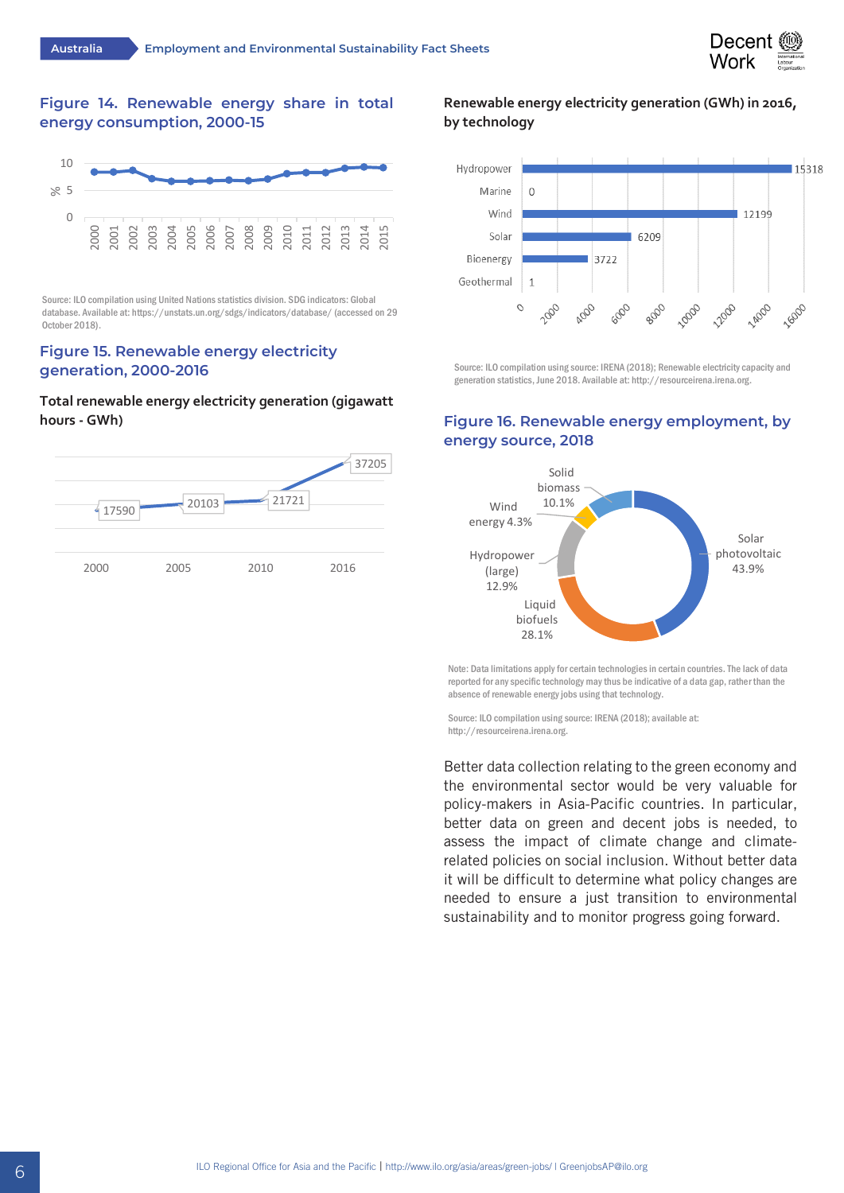## Figure 14. Renewable energy share in total energy consumption, 2000-15

Source: ILO compilation using United Nations statistics division. SDG indicators: Global database. Available at: https://unstats.un.org/sdgs/indicators/database/ (accessed on 29 October 2018).

## Figure 15. Renewable energy electricity generation, 2000-2016

**Total renewable energy electricity generation (gigawatt hours - GWh)**

| Year | GWh |
|---|---|
| 2000 | 17590 |
| 2005 | 20103 |
| 2010 | 21721 |
| 2016 | 37205 |

**Renewable energy electricity generation (GWh) in 2016, by technology**

| Technology | GWh |
|---|---|
| Hydropower | 15318 |
| Marine | 0 |
| Wind | 12199 |
| Solar | 6209 |
| Bioenergy | 3722 |
| Geothermal | 1 |

Source: ILO compilation using source: IRENA (2018); Renewable electricity capacity and generation statistics, June 2018. Available at: http://resourceirena.irena.org.

## Figure 16. Renewable energy employment, by energy source, 2018

| Energy source | Share |
|---|---|
| Solar photovoltaic | 43.9% |
| Liquid biofuels | 28.1% |
| Hydropower (large) | 12.9% |
| Solid biomass | 10.1% |
| Wind energy | 4.3% |

Note: Data limitations apply for certain technologies in certain countries. The lack of data reported for any specific technology may thus be indicative of a data gap, rather than the absence of renewable energy jobs using that technology.

Source: ILO compilation using source: IRENA (2018); available at: http://resourceirena.irena.org.

Better data collection relating to the green economy and the environmental sector would be very valuable for policy-makers in Asia-Pacific countries. In particular, better data on green and decent jobs is needed, to assess the impact of climate change and climate-related policies on social inclusion. Without better data it will be difficult to determine what policy changes are needed to ensure a just transition to environmental sustainability and to monitor progress going forward.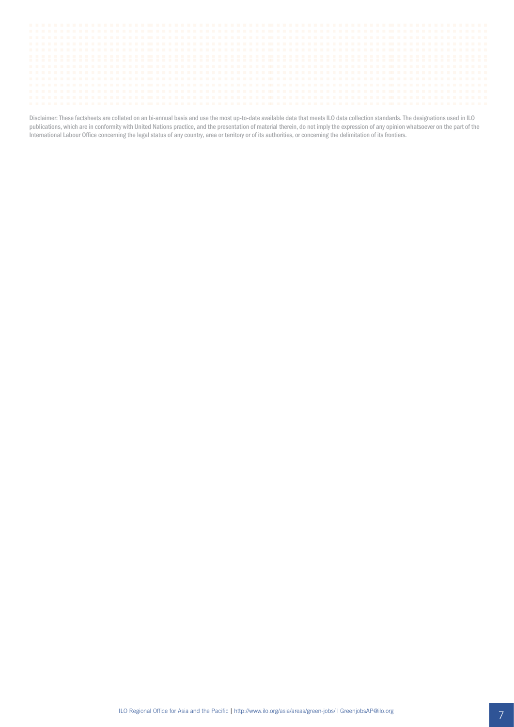Disclaimer: These factsheets are collated on an bi-annual basis and use the most up-to-date available data that meets ILO data collection standards. The designations used in ILO publications, which are in conformity with United Nations practice, and the presentation of material therein, do not imply the expression of any opinion whatsoever on the part of the International Labour Office concerning the legal status of any country, area or territory or of its authorities, or concerning the delimitation of its frontiers.